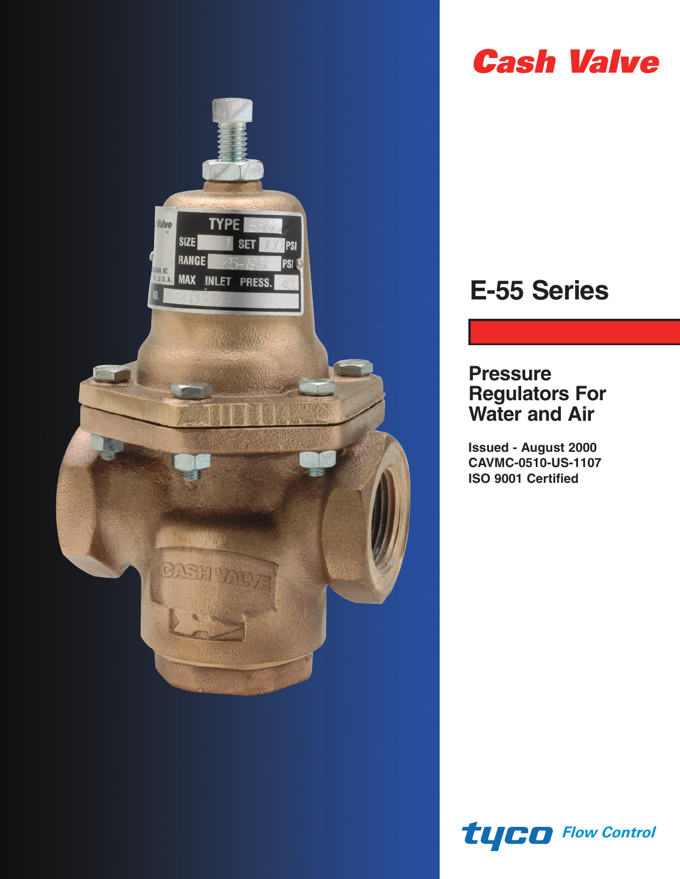# Cash Valve

## E-55 Series

### Pressure Regulators For Water and Air

**Issued - August 2000**
**CAVMC-0510-US-1107**
**ISO 9001 Certified**

tyco Flow Control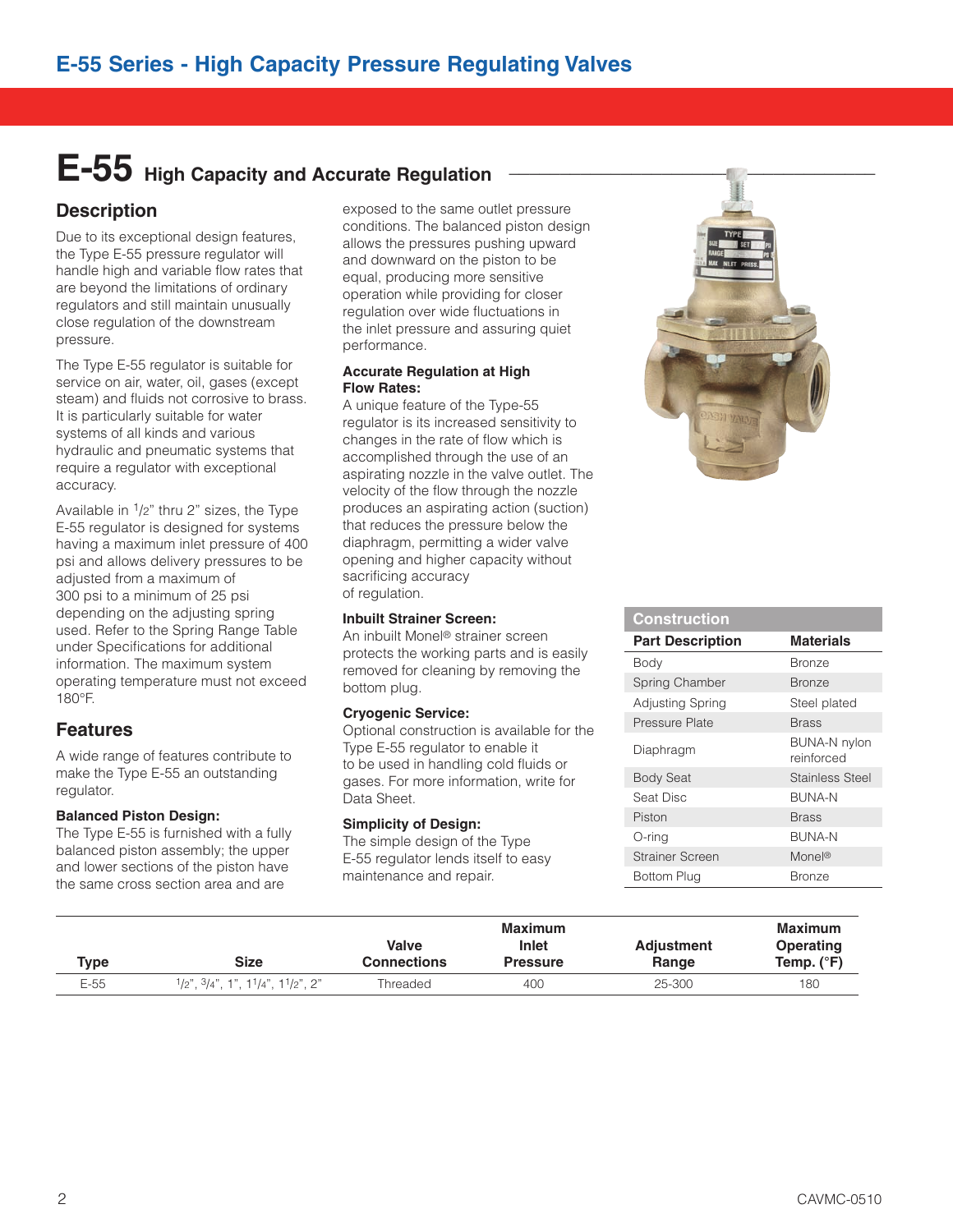# E-55 Series - High Capacity Pressure Regulating Valves

## E-55 High Capacity and Accurate Regulation

### Description

Due to its exceptional design features, the Type E-55 pressure regulator will handle high and variable flow rates that are beyond the limitations of ordinary regulators and still maintain unusually close regulation of the downstream pressure.

The Type E-55 regulator is suitable for service on air, water, oil, gases (except steam) and fluids not corrosive to brass. It is particularly suitable for water systems of all kinds and various hydraulic and pneumatic systems that require a regulator with exceptional accuracy.

Available in 1/2" thru 2" sizes, the Type E-55 regulator is designed for systems having a maximum inlet pressure of 400 psi and allows delivery pressures to be adjusted from a maximum of 300 psi to a minimum of 25 psi depending on the adjusting spring used. Refer to the Spring Range Table under Specifications for additional information. The maximum system operating temperature must not exceed 180°F.

### Features

A wide range of features contribute to make the Type E-55 an outstanding regulator.

**Balanced Piston Design:**
The Type E-55 is furnished with a fully balanced piston assembly; the upper and lower sections of the piston have the same cross section area and are exposed to the same outlet pressure conditions. The balanced piston design allows the pressures pushing upward and downward on the piston to be equal, producing more sensitive operation while providing for closer regulation over wide fluctuations in the inlet pressure and assuring quiet performance.

**Accurate Regulation at High Flow Rates:**
A unique feature of the Type-55 regulator is its increased sensitivity to changes in the rate of flow which is accomplished through the use of an aspirating nozzle in the valve outlet. The velocity of the flow through the nozzle produces an aspirating action (suction) that reduces the pressure below the diaphragm, permitting a wider valve opening and higher capacity without sacrificing accuracy of regulation.

**Inbuilt Strainer Screen:**
An inbuilt Monel® strainer screen protects the working parts and is easily removed for cleaning by removing the bottom plug.

**Cryogenic Service:**
Optional construction is available for the Type E-55 regulator to enable it to be used in handling cold fluids or gases. For more information, write for Data Sheet.

**Simplicity of Design:**
The simple design of the Type E-55 regulator lends itself to easy maintenance and repair.

**Construction**

| Part Description | Materials |
|---|---|
| Body | Bronze |
| Spring Chamber | Bronze |
| Adjusting Spring | Steel plated |
| Pressure Plate | Brass |
| Diaphragm | BUNA-N nylon reinforced |
| Body Seat | Stainless Steel |
| Seat Disc | BUNA-N |
| Piston | Brass |
| O-ring | BUNA-N |
| Strainer Screen | Monel® |
| Bottom Plug | Bronze |

| Type | Size | Valve Connections | Maximum Inlet Pressure | Adjustment Range | Maximum Operating Temp. (°F) |
|---|---|---|---|---|---|
| E-55 | 1/2", 3/4", 1", 1 1/4", 1 1/2", 2" | Threaded | 400 | 25-300 | 180 |

CAVMC-0510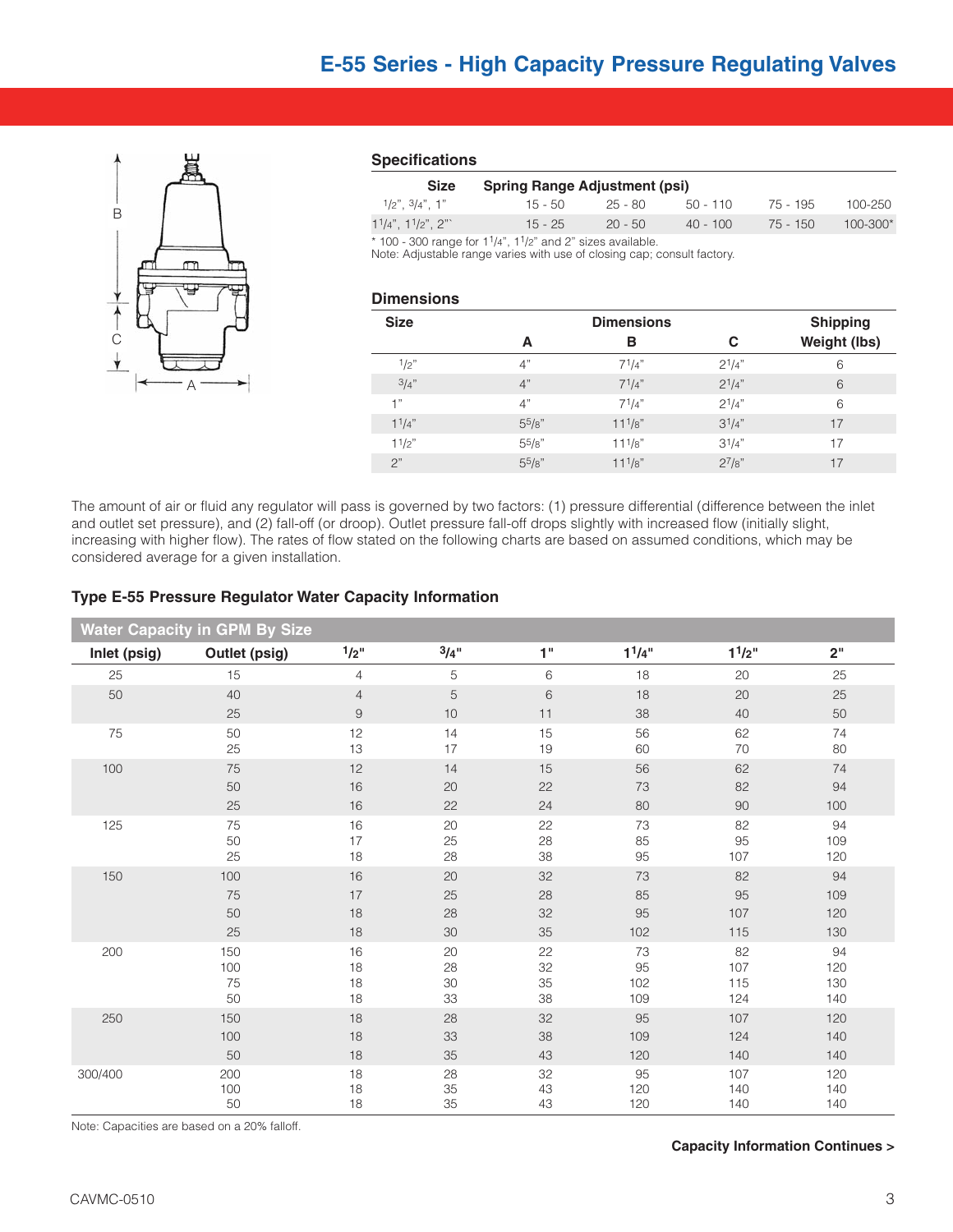# E-55 Series - High Capacity Pressure Regulating Valves

### Specifications

| Size | Spring Range Adjustment (psi) | | | | |
|---|---|---|---|---|---|
| 1/2", 3/4", 1" | 15 - 50 | 25 - 80 | 50 - 110 | 75 - 195 | 100-250 |
| 1 1/4", 1 1/2", 2" | 15 - 25 | 20 - 50 | 40 - 100 | 75 - 150 | 100-300* |

\* 100 - 300 range for 1 1/4", 1 1/2" and 2" sizes available.
Note: Adjustable range varies with use of closing cap; consult factory.

### Dimensions

| Size | Dimensions A | Dimensions B | Dimensions C | Shipping Weight (lbs) |
|---|---|---|---|---|
| 1/2" | 4" | 7 1/4" | 2 1/4" | 6 |
| 3/4" | 4" | 7 1/4" | 2 1/4" | 6 |
| 1" | 4" | 7 1/4" | 2 1/4" | 6 |
| 1 1/4" | 5 5/8" | 11 1/8" | 3 1/4" | 17 |
| 1 1/2" | 5 5/8" | 11 1/8" | 3 1/4" | 17 |
| 2" | 5 5/8" | 11 1/8" | 2 7/8" | 17 |

The amount of air or fluid any regulator will pass is governed by two factors: (1) pressure differential (difference between the inlet and outlet set pressure), and (2) fall-off (or droop). Outlet pressure fall-off drops slightly with increased flow (initially slight, increasing with higher flow). The rates of flow stated on the following charts are based on assumed conditions, which may be considered average for a given installation.

### Type E-55 Pressure Regulator Water Capacity Information

| Water Capacity in GPM By Size | | | | | | | |
|---|---|---|---|---|---|---|---|
| **Inlet (psig)** | **Outlet (psig)** | **1/2"** | **3/4"** | **1"** | **1 1/4"** | **1 1/2"** | **2"** |
| 25 | 15 | 4 | 5 | 6 | 18 | 20 | 25 |
| 50 | 40 | 4 | 5 | 6 | 18 | 20 | 25 |
| | 25 | 9 | 10 | 11 | 38 | 40 | 50 |
| 75 | 50 | 12 | 14 | 15 | 56 | 62 | 74 |
| | 25 | 13 | 17 | 19 | 60 | 70 | 80 |
| 100 | 75 | 12 | 14 | 15 | 56 | 62 | 74 |
| | 50 | 16 | 20 | 22 | 73 | 82 | 94 |
| | 25 | 16 | 22 | 24 | 80 | 90 | 100 |
| 125 | 75 | 16 | 20 | 22 | 73 | 82 | 94 |
| | 50 | 17 | 25 | 28 | 85 | 95 | 109 |
| | 25 | 18 | 28 | 38 | 95 | 107 | 120 |
| 150 | 100 | 16 | 20 | 32 | 73 | 82 | 94 |
| | 75 | 17 | 25 | 28 | 85 | 95 | 109 |
| | 50 | 18 | 28 | 32 | 95 | 107 | 120 |
| | 25 | 18 | 30 | 35 | 102 | 115 | 130 |
| 200 | 150 | 16 | 20 | 22 | 73 | 82 | 94 |
| | 100 | 18 | 28 | 32 | 95 | 107 | 120 |
| | 75 | 18 | 30 | 35 | 102 | 115 | 130 |
| | 50 | 18 | 33 | 38 | 109 | 124 | 140 |
| 250 | 150 | 18 | 28 | 32 | 95 | 107 | 120 |
| | 100 | 18 | 33 | 38 | 109 | 124 | 140 |
| | 50 | 18 | 35 | 43 | 120 | 140 | 140 |
| 300/400 | 200 | 18 | 28 | 32 | 95 | 107 | 120 |
| | 100 | 18 | 35 | 43 | 120 | 140 | 140 |
| | 50 | 18 | 35 | 43 | 120 | 140 | 140 |

Note: Capacities are based on a 20% falloff.

**Capacity Information Continues >**

CAVMC-0510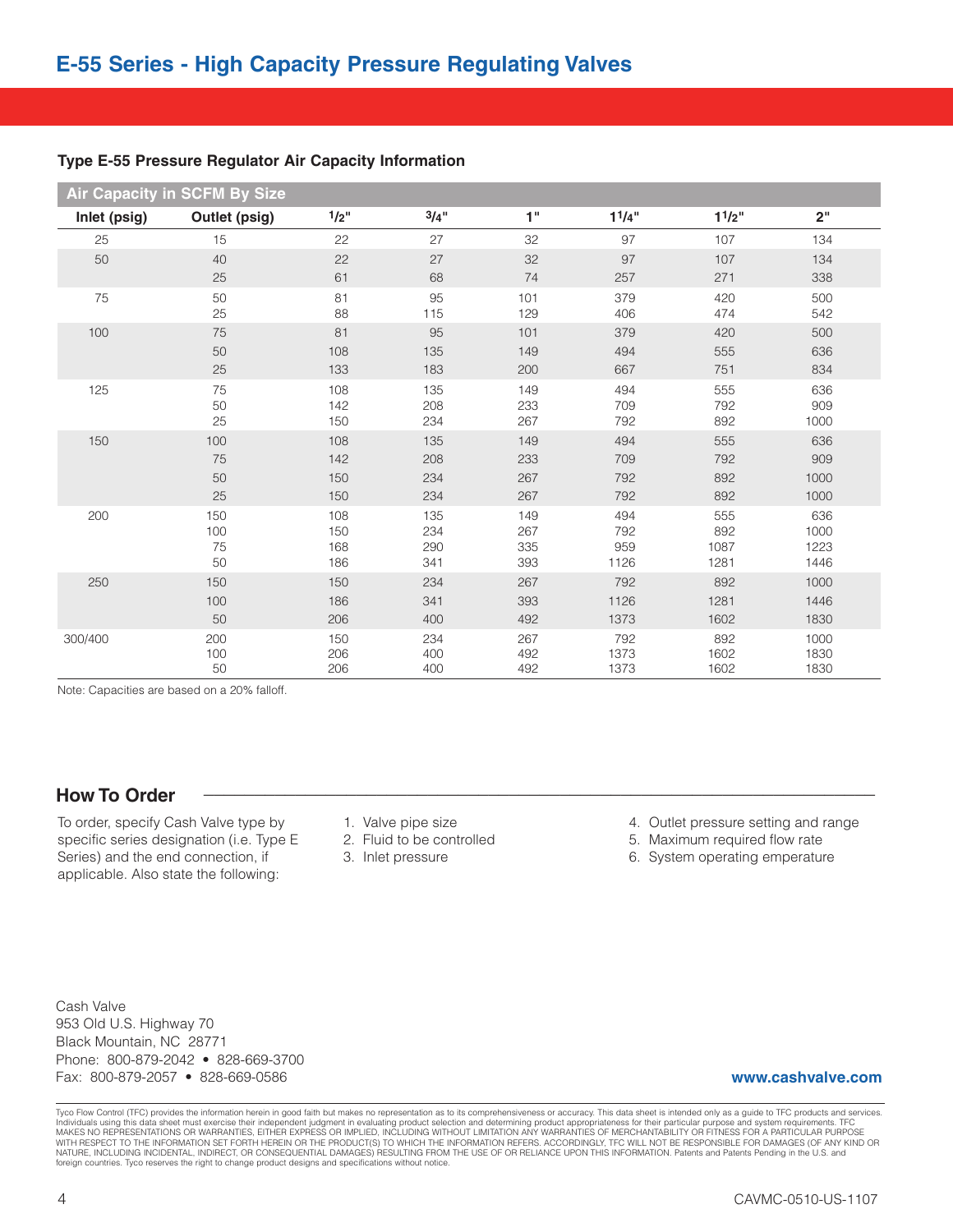# E-55 Series - High Capacity Pressure Regulating Valves

### Type E-55 Pressure Regulator Air Capacity Information

| Air Capacity in SCFM By Size | | | | | | | |
|---|---|---|---|---|---|---|---|
| Inlet (psig) | Outlet (psig) | 1/2" | 3/4" | 1" | 1 1/4" | 1 1/2" | 2" |
| 25 | 15 | 22 | 27 | 32 | 97 | 107 | 134 |
| 50 | 40 | 22 | 27 | 32 | 97 | 107 | 134 |
| | 25 | 61 | 68 | 74 | 257 | 271 | 338 |
| 75 | 50 | 81 | 95 | 101 | 379 | 420 | 500 |
| | 25 | 88 | 115 | 129 | 406 | 474 | 542 |
| 100 | 75 | 81 | 95 | 101 | 379 | 420 | 500 |
| | 50 | 108 | 135 | 149 | 494 | 555 | 636 |
| | 25 | 133 | 183 | 200 | 667 | 751 | 834 |
| 125 | 75 | 108 | 135 | 149 | 494 | 555 | 636 |
| | 50 | 142 | 208 | 233 | 709 | 792 | 909 |
| | 25 | 150 | 234 | 267 | 792 | 892 | 1000 |
| 150 | 100 | 108 | 135 | 149 | 494 | 555 | 636 |
| | 75 | 142 | 208 | 233 | 709 | 792 | 909 |
| | 50 | 150 | 234 | 267 | 792 | 892 | 1000 |
| | 25 | 150 | 234 | 267 | 792 | 892 | 1000 |
| 200 | 150 | 108 | 135 | 149 | 494 | 555 | 636 |
| | 100 | 150 | 234 | 267 | 792 | 892 | 1000 |
| | 75 | 168 | 290 | 335 | 959 | 1087 | 1223 |
| | 50 | 186 | 341 | 393 | 1126 | 1281 | 1446 |
| 250 | 150 | 150 | 234 | 267 | 792 | 892 | 1000 |
| | 100 | 186 | 341 | 393 | 1126 | 1281 | 1446 |
| | 50 | 206 | 400 | 492 | 1373 | 1602 | 1830 |
| 300/400 | 200 | 150 | 234 | 267 | 792 | 892 | 1000 |
| | 100 | 206 | 400 | 492 | 1373 | 1602 | 1830 |
| | 50 | 206 | 400 | 492 | 1373 | 1602 | 1830 |

Note: Capacities are based on a 20% falloff.

## How To Order

To order, specify Cash Valve type by specific series designation (i.e. Type E Series) and the end connection, if applicable. Also state the following:

1. Valve pipe size
2. Fluid to be controlled
3. Inlet pressure
4. Outlet pressure setting and range
5. Maximum required flow rate
6. System operating emperature

Cash Valve
953 Old U.S. Highway 70
Black Mountain, NC 28771
Phone: 800-879-2042 • 828-669-3700
Fax: 800-879-2057 • 828-669-0586

**www.cashvalve.com**

Tyco Flow Control (TFC) provides the information herein in good faith but makes no representation as to its comprehensiveness or accuracy. This data sheet is intended only as a guide to TFC products and services. Individuals using this data sheet must exercise their independent judgment in evaluating product selection and determining product appropriateness for their particular purpose and system requirements. TFC MAKES NO REPRESENTATIONS OR WARRANTIES, EITHER EXPRESS OR IMPLIED, INCLUDING WITHOUT LIMITATION ANY WARRANTIES OF MERCHANTABILITY OR FITNESS FOR A PARTICULAR PURPOSE WITH RESPECT TO THE INFORMATION SET FORTH HEREIN OR THE PRODUCT(S) TO WHICH THE INFORMATION REFERS. ACCORDINGLY, TFC WILL NOT BE RESPONSIBLE FOR DAMAGES (OF ANY KIND OR NATURE, INCLUDING INCIDENTAL, INDIRECT, OR CONSEQUENTIAL DAMAGES) RESULTING FROM THE USE OF OR RELIANCE UPON THIS INFORMATION. Patents and Patents Pending in the U.S. and foreign countries. Tyco reserves the right to change product designs and specifications without notice.

CAVMC-0510-US-1107